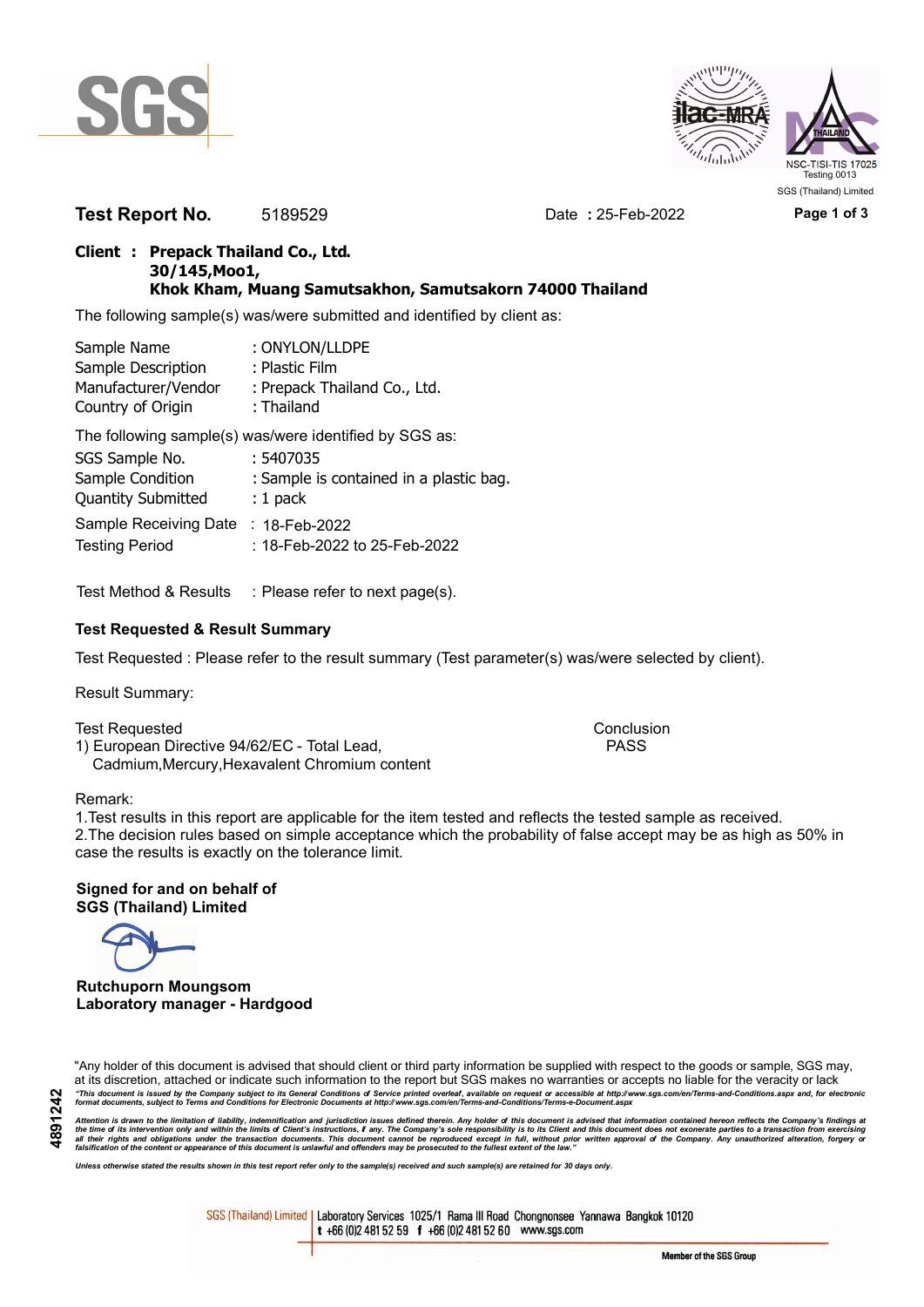**Test Report No.** 5189529 Date : 25-Feb-2022

**Client : Prepack Thailand Co., Ltd.**
**30/145,Moo1,**
**Khok Kham, Muang Samutsakhon, Samutsakorn 74000 Thailand**

The following sample(s) was/were submitted and identified by client as:

| | |
|---|---|
| Sample Name | : ONYLON/LLDPE |
| Sample Description | : Plastic Film |
| Manufacturer/Vendor | : Prepack Thailand Co., Ltd. |
| Country of Origin | : Thailand |

The following sample(s) was/were identified by SGS as:

| | |
|---|---|
| SGS Sample No. | : 5407035 |
| Sample Condition | : Sample is contained in a plastic bag. |
| Quantity Submitted | : 1 pack |
| Sample Receiving Date | : 18-Feb-2022 |
| Testing Period | : 18-Feb-2022 to 25-Feb-2022 |

Test Method & Results : Please refer to next page(s).

**Test Requested & Result Summary**

Test Requested : Please refer to the result summary (Test parameter(s) was/were selected by client).

Result Summary:

| Test Requested | Conclusion |
|---|---|
| 1) European Directive 94/62/EC - Total Lead, Cadmium,Mercury,Hexavalent Chromium content | PASS |

Remark:
1.Test results in this report are applicable for the item tested and reflects the tested sample as received.
2.The decision rules based on simple acceptance which the probability of false accept may be as high as 50% in case the results is exactly on the tolerance limit.

**Signed for and on behalf of**
**SGS (Thailand) Limited**

**Rutchuporn Moungsom**
**Laboratory manager - Hardgood**

"Any holder of this document is advised that should client or third party information be supplied with respect to the goods or sample, SGS may, at its discretion, attached or indicate such information to the report but SGS makes no warranties or accepts no liable for the veracity or lack

*"This document is issued by the Company subject to its General Conditions of Service printed overleaf, available on request or accessible at http://www.sgs.com/en/Terms-and-Conditions.aspx and, for electronic format documents, subject to Terms and Conditions for Electronic Documents at http://www.sgs.com/en/Terms-and-Conditions/Terms-e-Document.aspx*

*Attention is drawn to the limitation of liability, indemnification and jurisdiction issues defined therein. Any holder of this document is advised that information contained hereon reflects the Company's findings at the time of its intervention only and within the limits of Client's instructions, if any. The Company's sole responsibility is to its Client and this document does not exonerate parties to a transaction from exercising all their rights and obligations under the transaction documents. This document cannot be reproduced except in full, without prior written approval of the Company. Any unauthorized alteration, forgery or falsification of the content or appearance of this document is unlawful and offenders may be prosecuted to the fullest extent of the law."*

*Unless otherwise stated the results shown in this test report refer only to the sample(s) received and such sample(s) are retained for 30 days only.*

4891242

SGS (Thailand) Limited | Laboratory Services 1025/1 Rama III Road Chongnonsee Yannawa Bangkok 10120
t +66 (0)2 481 52 59 f +66 (0)2 481 52 60 www.sgs.com

Member of the SGS Group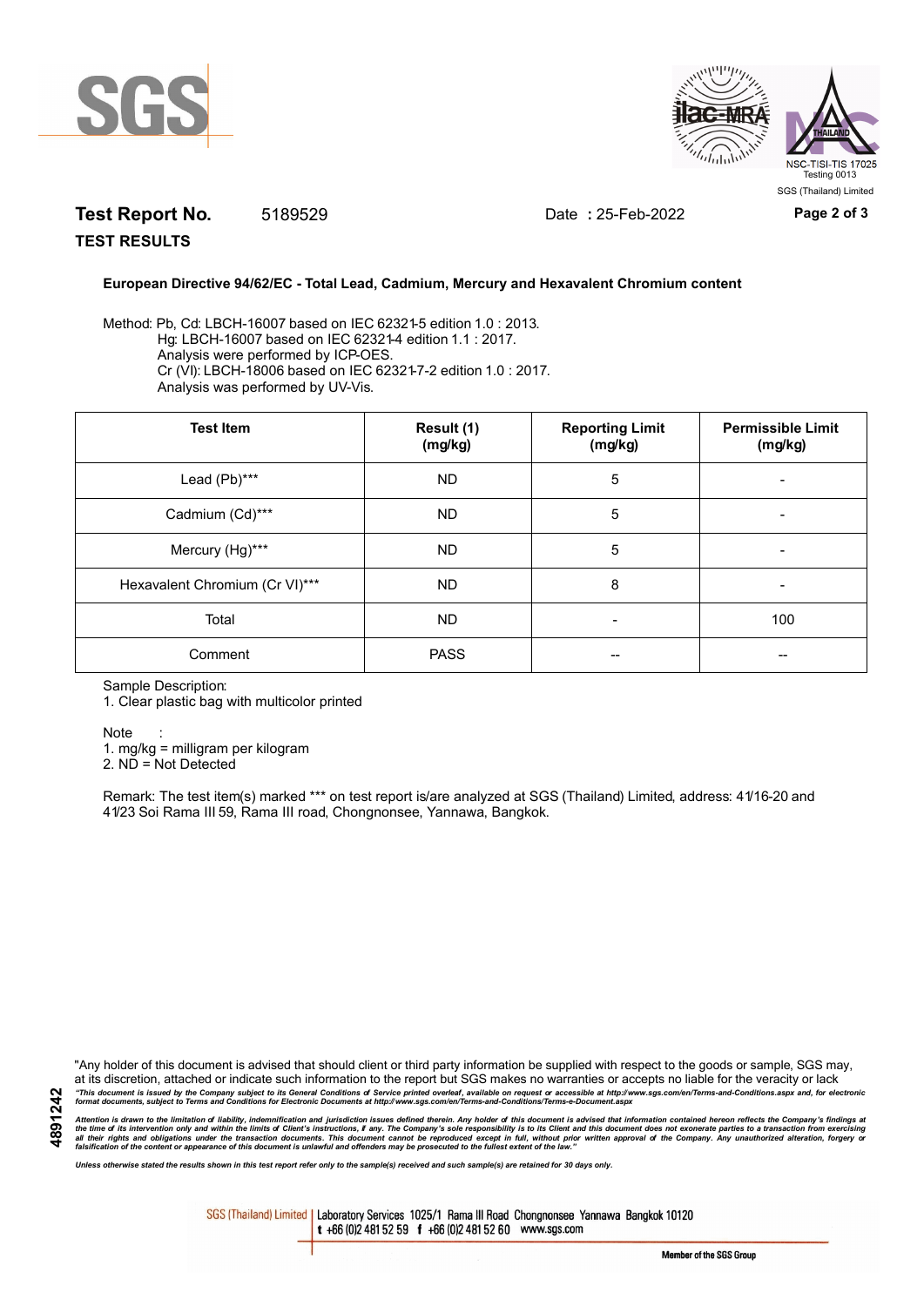**Test Report No.** 5189529 Date **:** 25-Feb-2022

**TEST RESULTS**

**European Directive 94/62/EC - Total Lead, Cadmium, Mercury and Hexavalent Chromium content**

Method: Pb, Cd: LBCH-16007 based on IEC 62321-5 edition 1.0 : 2013.
Hg: LBCH-16007 based on IEC 62321-4 edition 1.1 : 2017.
Analysis were performed by ICP-OES.
Cr (VI): LBCH-18006 based on IEC 62321-7-2 edition 1.0 : 2017.
Analysis was performed by UV-Vis.

| Test Item | Result (1) (mg/kg) | Reporting Limit (mg/kg) | Permissible Limit (mg/kg) |
|---|---|---|---|
| Lead (Pb)*** | ND | 5 | - |
| Cadmium (Cd)*** | ND | 5 | - |
| Mercury (Hg)*** | ND | 5 | - |
| Hexavalent Chromium (Cr VI)*** | ND | 8 | - |
| Total | ND | - | 100 |
| Comment | PASS | -- | -- |

Sample Description:
1. Clear plastic bag with multicolor printed

Note :
1. mg/kg = milligram per kilogram
2. ND = Not Detected

Remark: The test item(s) marked *** on test report is/are analyzed at SGS (Thailand) Limited, address: 41/16-20 and 41/23 Soi Rama III 59, Rama III road, Chongnonsee, Yannawa, Bangkok.

"Any holder of this document is advised that should client or third party information be supplied with respect to the goods or sample, SGS may, at its discretion, attached or indicate such information to the report but SGS makes no warranties or accepts no liable for the veracity or lack

*"This document is issued by the Company subject to its General Conditions of Service printed overleaf, available on request or accessible at http://www.sgs.com/en/Terms-and-Conditions.aspx and, for electronic format documents, subject to Terms and Conditions for Electronic Documents at http://www.sgs.com/en/Terms-and-Conditions/Terms-e-Document.aspx*

*Attention is drawn to the limitation of liability, indemnification and jurisdiction issues defined therein. Any holder of this document is advised that information contained hereon reflects the Company's findings at the time of its intervention only and within the limits of Client's instructions, if any. The Company's sole responsibility is to its Client and this document does not exonerate parties to a transaction from exercising all their rights and obligations under the transaction documents. This document cannot be reproduced except in full, without prior written approval of the Company. Any unauthorized alteration, forgery or falsification of the content or appearance of this document is unlawful and offenders may be prosecuted to the fullest extent of the law."*

*Unless otherwise stated the results shown in this test report refer only to the sample(s) received and such sample(s) are retained for 30 days only.*

4891242

SGS (Thailand) Limited | Laboratory Services 1025/1 Rama III Road Chongnonsee Yannawa Bangkok 10120
t +66 (0)2 481 52 59 f +66 (0)2 481 52 60 www.sgs.com

Member of the SGS Group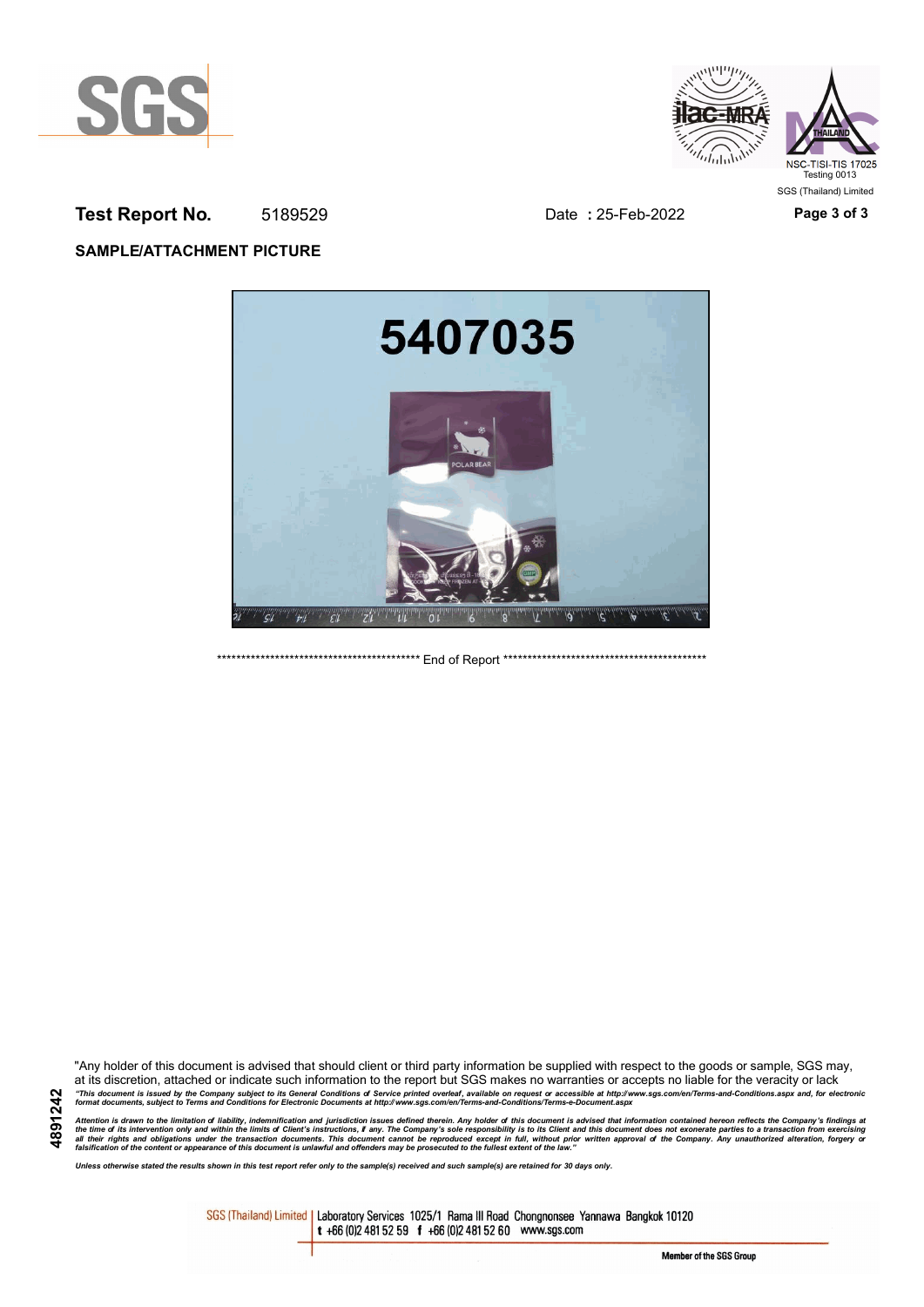**Test Report No.** 5189529 Date **:** 25-Feb-2022

**SAMPLE/ATTACHMENT PICTURE**

\*\*\*\*\*\*\*\*\*\*\*\*\*\*\*\*\*\*\*\*\*\*\*\*\*\*\*\*\*\*\*\*\*\*\*\*\*\*\*\*\*\*\*\* End of Report \*\*\*\*\*\*\*\*\*\*\*\*\*\*\*\*\*\*\*\*\*\*\*\*\*\*\*\*\*\*\*\*\*\*\*\*\*\*\*\*\*\*\*\*

"Any holder of this document is advised that should client or third party information be supplied with respect to the goods or sample, SGS may, at its discretion, attached or indicate such information to the report but SGS makes no warranties or accepts no liable for the veracity or lack

*"This document is issued by the Company subject to its General Conditions of Service printed overleaf, available on request or accessible at http://www.sgs.com/en/Terms-and-Conditions.aspx and, for electronic format documents, subject to Terms and Conditions for Electronic Documents at http://www.sgs.com/en/Terms-and-Conditions/Terms-e-Document.aspx*

*Attention is drawn to the limitation of liability, indemnification and jurisdiction issues defined therein. Any holder of this document is advised that information contained hereon reflects the Company's findings at the time of its intervention only and within the limits of Client's instructions, if any. The Company's sole responsibility is to its Client and this document does not exonerate parties to a transaction from exercising all their rights and obligations under the transaction documents. This document cannot be reproduced except in full, without prior written approval of the Company. Any unauthorized alteration, forgery or falsification of the content or appearance of this document is unlawful and offenders may be prosecuted to the fullest extent of the law."*

*Unless otherwise stated the results shown in this test report refer only to the sample(s) received and such sample(s) are retained for 30 days only.*

SGS (Thailand) Limited | Laboratory Services 1025/1 Rama III Road Chongnonsee Yannawa Bangkok 10120 t +66 (0)2 481 52 59 f +66 (0)2 481 52 60 www.sgs.com

Member of the SGS Group